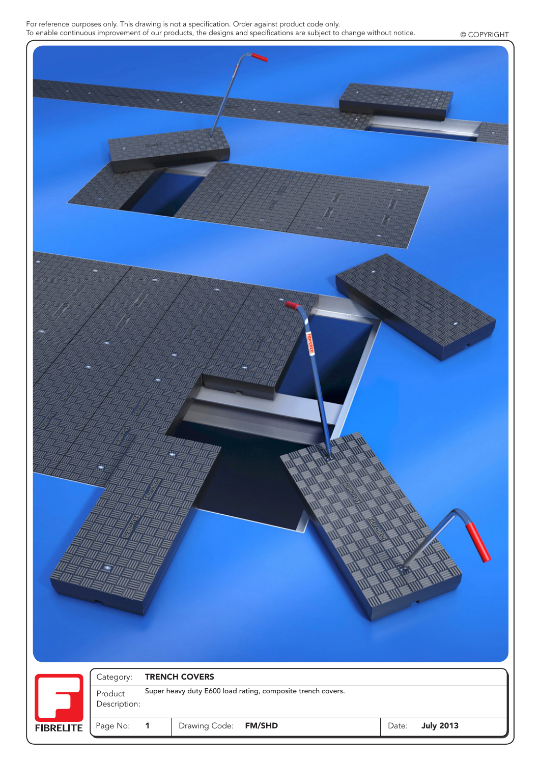For reference purposes only. This drawing is not a specification. Order against product code only.
To enable continuous improvement of our products, the designs and specifications are subject to change without notice.

© COPYRIGHT

FIBRELITE

| Category: | TRENCH COVERS | | |
|---|---|---|---|
| Product Description: | Super heavy duty E600 load rating, composite trench covers. | | |
| Page No: 1 | Drawing Code: FM/SHD | | Date: July 2013 |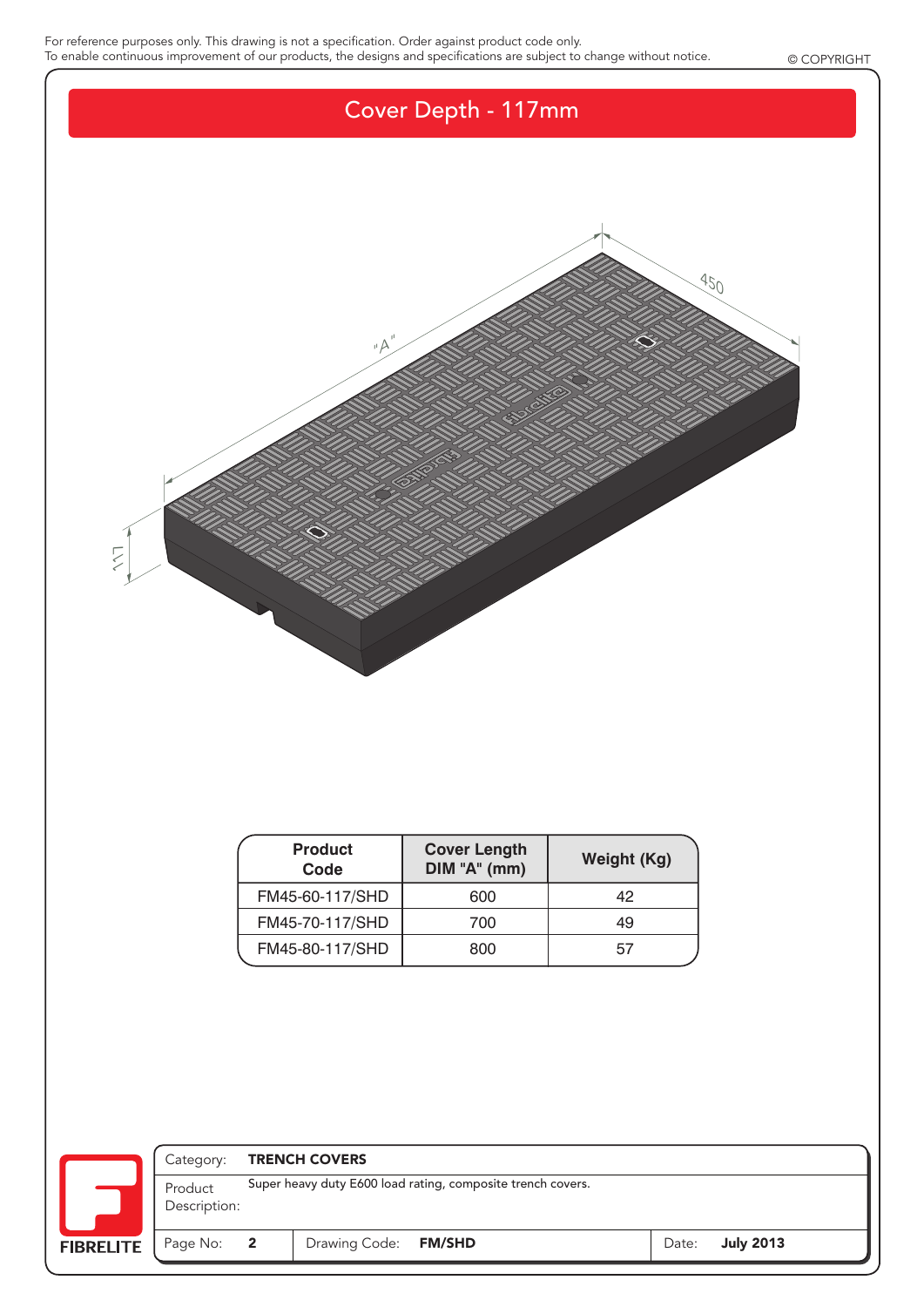For reference purposes only. This drawing is not a specification. Order against product code only.
To enable continuous improvement of our products, the designs and specifications are subject to change without notice.

© COPYRIGHT

# Cover Depth - 117mm

"A"

450

117

| Product Code | Cover Length DIM "A" (mm) | Weight (Kg) |
|---|---|---|
| FM45-60-117/SHD | 600 | 42 |
| FM45-70-117/SHD | 700 | 49 |
| FM45-80-117/SHD | 800 | 57 |

FIBRELITE

| | |
|---|---|
| Category: | **TRENCH COVERS** |
| Product Description: | Super heavy duty E600 load rating, composite trench covers. |
| Page No: **2** | Drawing Code: **FM/SHD** — Date: **July 2013** |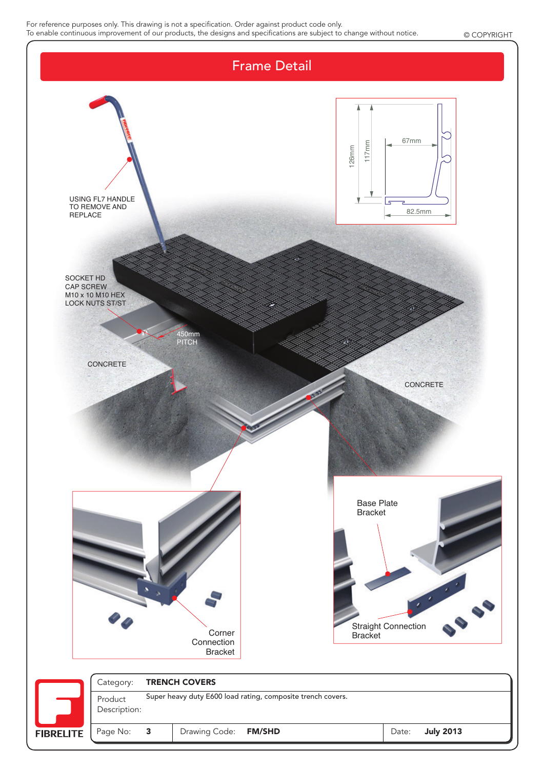For reference purposes only. This drawing is not a specification. Order against product code only.
To enable continuous improvement of our products, the designs and specifications are subject to change without notice.

© COPYRIGHT

# Frame Detail

USING FL7 HANDLE TO REMOVE AND REPLACE

SOCKET HD CAP SCREW M10 x 10 M10 HEX LOCK NUTS ST/ST

450mm PITCH

CONCRETE

CONCRETE

126mm

117mm

67mm

82.5mm

Corner Connection Bracket

Base Plate Bracket

Straight Connection Bracket

FIBRELITE

| | |
|---|---|
| Category: | **TRENCH COVERS** |
| Product Description: | Super heavy duty E600 load rating, composite trench covers. |

| Page No: | **3** | Drawing Code: | **FM/SHD** | Date: | **July 2013** |
|---|---|---|---|---|---|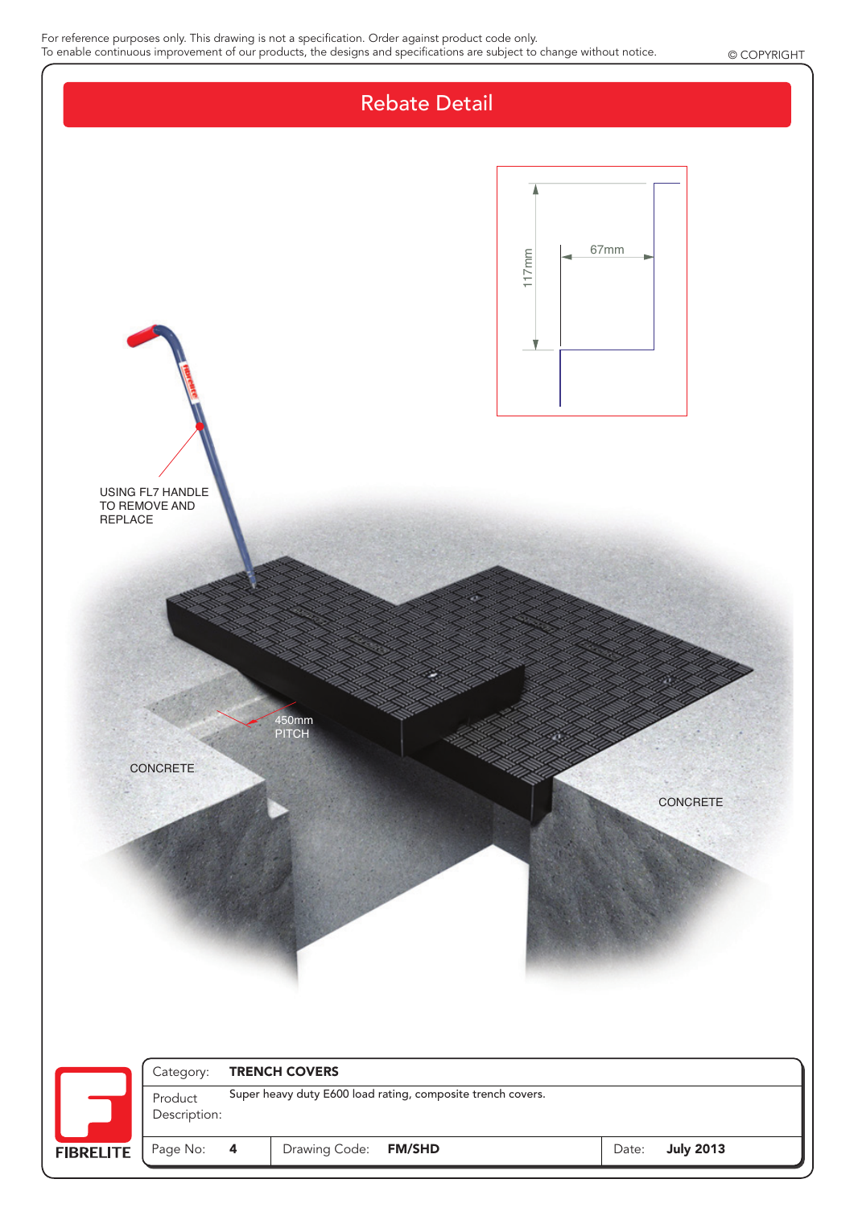For reference purposes only. This drawing is not a specification. Order against product code only.
To enable continuous improvement of our products, the designs and specifications are subject to change without notice.

© COPYRIGHT

# Rebate Detail

117mm

67mm

USING FL7 HANDLE TO REMOVE AND REPLACE

450mm PITCH

CONCRETE

CONCRETE

FIBRELITE

| | | | |
|---|---|---|---|
| Category: | **TRENCH COVERS** | | |
| Product Description: | Super heavy duty E600 load rating, composite trench covers. | | |
| Page No: **4** | Drawing Code: **FM/SHD** | | Date: **July 2013** |